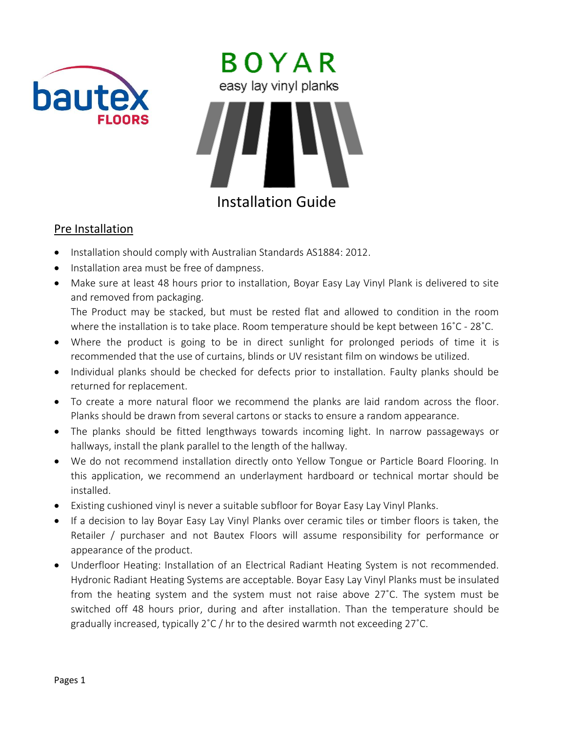bautex FLOORS

# BOYAR

easy lay vinyl planks

# Installation Guide

## Pre Installation

- Installation should comply with Australian Standards AS1884: 2012.
- Installation area must be free of dampness.
- Make sure at least 48 hours prior to installation, Boyar Easy Lay Vinyl Plank is delivered to site and removed from packaging.
  The Product may be stacked, but must be rested flat and allowed to condition in the room where the installation is to take place. Room temperature should be kept between 16˚C - 28˚C.
- Where the product is going to be in direct sunlight for prolonged periods of time it is recommended that the use of curtains, blinds or UV resistant film on windows be utilized.
- Individual planks should be checked for defects prior to installation. Faulty planks should be returned for replacement.
- To create a more natural floor we recommend the planks are laid random across the floor. Planks should be drawn from several cartons or stacks to ensure a random appearance.
- The planks should be fitted lengthways towards incoming light. In narrow passageways or hallways, install the plank parallel to the length of the hallway.
- We do not recommend installation directly onto Yellow Tongue or Particle Board Flooring. In this application, we recommend an underlayment hardboard or technical mortar should be installed.
- Existing cushioned vinyl is never a suitable subfloor for Boyar Easy Lay Vinyl Planks.
- If a decision to lay Boyar Easy Lay Vinyl Planks over ceramic tiles or timber floors is taken, the Retailer / purchaser and not Bautex Floors will assume responsibility for performance or appearance of the product.
- Underfloor Heating: Installation of an Electrical Radiant Heating System is not recommended. Hydronic Radiant Heating Systems are acceptable. Boyar Easy Lay Vinyl Planks must be insulated from the heating system and the system must not raise above 27˚C. The system must be switched off 48 hours prior, during and after installation. Than the temperature should be gradually increased, typically 2˚C / hr to the desired warmth not exceeding 27˚C.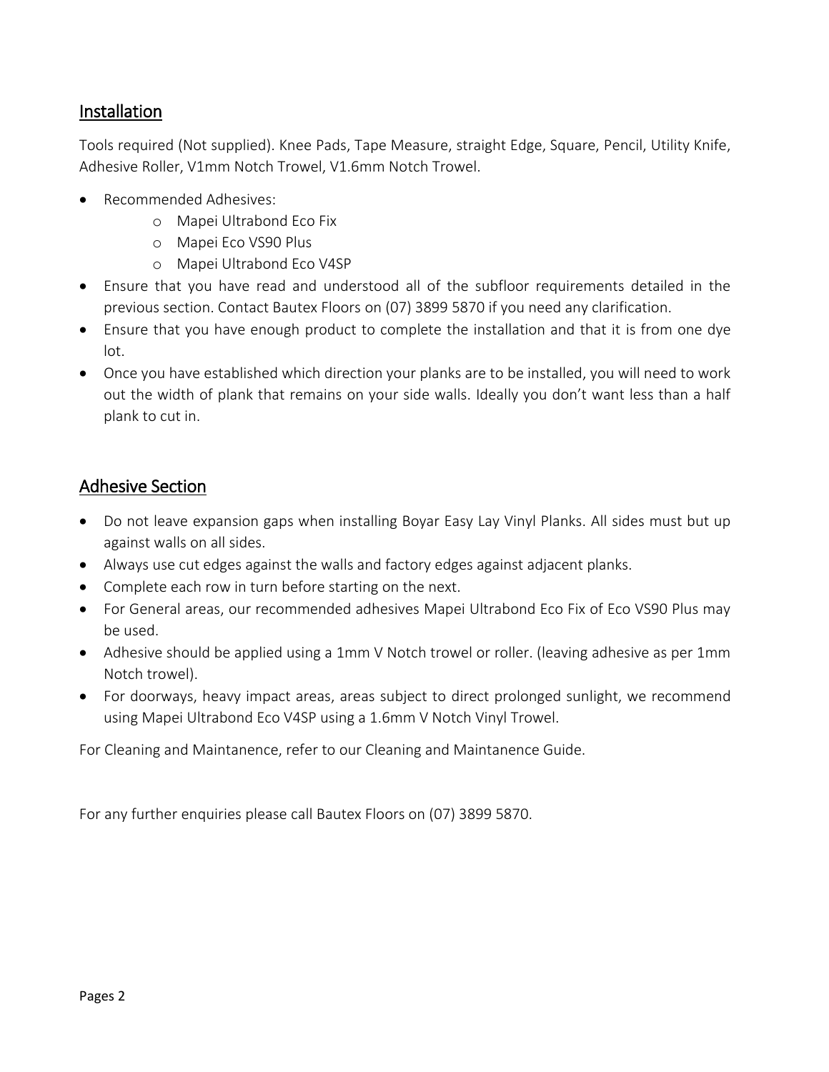## Installation

Tools required (Not supplied). Knee Pads, Tape Measure, straight Edge, Square, Pencil, Utility Knife, Adhesive Roller, V1mm Notch Trowel, V1.6mm Notch Trowel.

- Recommended Adhesives:
    - Mapei Ultrabond Eco Fix
    - Mapei Eco VS90 Plus
    - Mapei Ultrabond Eco V4SP
- Ensure that you have read and understood all of the subfloor requirements detailed in the previous section. Contact Bautex Floors on (07) 3899 5870 if you need any clarification.
- Ensure that you have enough product to complete the installation and that it is from one dye lot.
- Once you have established which direction your planks are to be installed, you will need to work out the width of plank that remains on your side walls. Ideally you don't want less than a half plank to cut in.

## Adhesive Section

- Do not leave expansion gaps when installing Boyar Easy Lay Vinyl Planks. All sides must but up against walls on all sides.
- Always use cut edges against the walls and factory edges against adjacent planks.
- Complete each row in turn before starting on the next.
- For General areas, our recommended adhesives Mapei Ultrabond Eco Fix of Eco VS90 Plus may be used.
- Adhesive should be applied using a 1mm V Notch trowel or roller. (leaving adhesive as per 1mm Notch trowel).
- For doorways, heavy impact areas, areas subject to direct prolonged sunlight, we recommend using Mapei Ultrabond Eco V4SP using a 1.6mm V Notch Vinyl Trowel.

For Cleaning and Maintanence, refer to our Cleaning and Maintanence Guide.

For any further enquiries please call Bautex Floors on (07) 3899 5870.